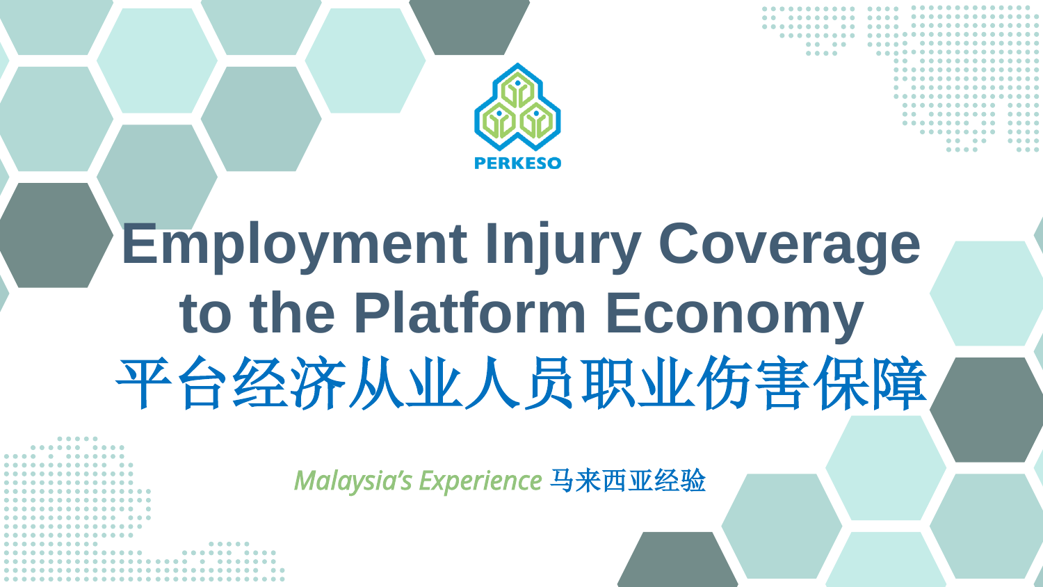PERKESO

# Employment Injury Coverage to the Platform Economy

# 平台经济从业人员职业伤害保障

*Malaysia's Experience* 马来西亚经验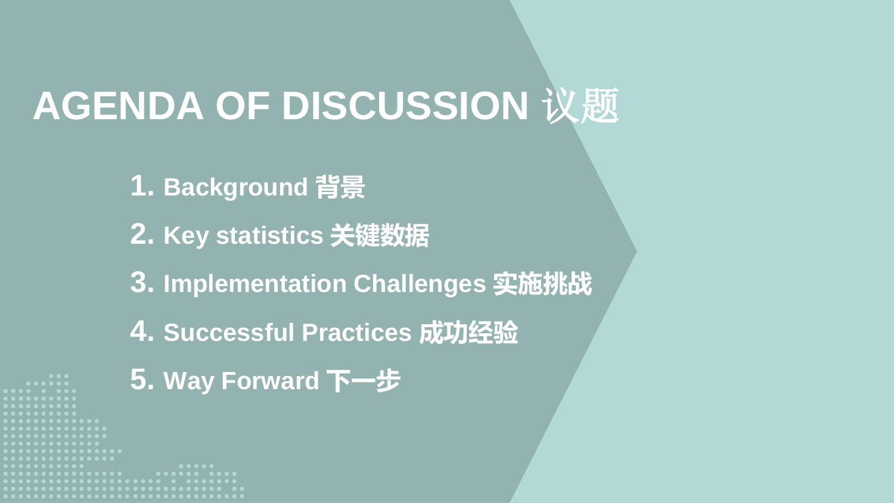# AGENDA OF DISCUSSION 议题

1. **Background 背景**
2. **Key statistics 关键数据**
3. **Implementation Challenges 实施挑战**
4. **Successful Practices 成功经验**
5. **Way Forward 下一步**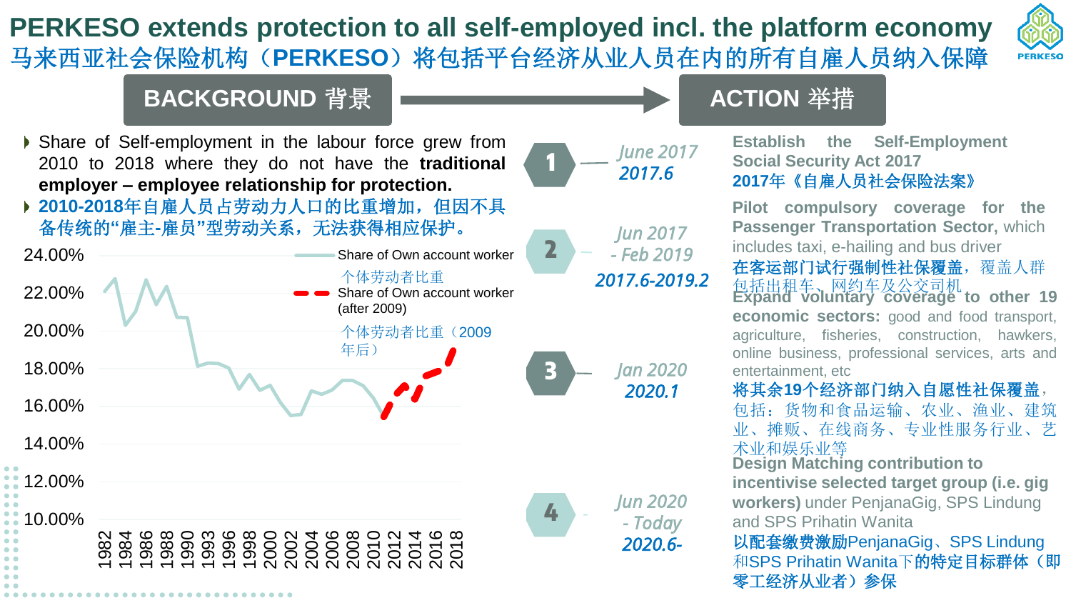# PERKESO extends protection to all self-employed incl. the platform economy

## 马来西亚社会保险机构（PERKESO）将包括平台经济从业人员在内的所有自雇人员纳入保障

PERKESO

## BACKGROUND 背景

- Share of Self-employment in the labour force grew from 2010 to 2018 where they do not have the **traditional employer – employee relationship for protection.**
- **2010-2018年自雇人员占劳动力人口的比重增加，但因不具备传统的"雇主-雇员"型劳动关系，无法获得相应保护。**

Legend:
- Share of Own account worker 个体劳动者比重
- Share of Own account worker (after 2009) 个体劳动者比重（2009年后）

Y-axis: 10.00%, 12.00%, 14.00%, 16.00%, 18.00%, 20.00%, 22.00%, 24.00%

X-axis: 1982, 1984, 1986, 1988, 1990, 1993, 1996, 1998, 2000, 2002, 2004, 2006, 2008, 2010, 2012, 2014, 2016, 2018

## ACTION 举措

**1** — *June 2017* / *2017.6*

**Establish the Self-Employment Social Security Act 2017**
**2017年《自雇人员社会保险法案》**

**2** — *Jun 2017 - Feb 2019* / *2017.6-2019.2*

**Pilot compulsory coverage for the Passenger Transportation Sector,** which includes taxi, e-hailing and bus driver
**在客运部门试行强制性社保覆盖**，覆盖人群包括出租车、网约车及公交司机

**3** — *Jan 2020* / *2020.1*

**Expand voluntary coverage to other 19 economic sectors:** good and food transport, agriculture, fisheries, construction, hawkers, online business, professional services, arts and entertainment, etc
**将其余19个经济部门纳入自愿性社保覆盖**，包括：货物和食品运输、农业、渔业、建筑业、摊贩、在线商务、专业性服务行业、艺术业和娱乐业等

**4** — *Jun 2020 - Today* / *2020.6-*

**Design Matching contribution to incentivise selected target group (i.e. gig workers)** under PenjanaGig, SPS Lindung and SPS Prihatin Wanita
**以配套缴费激励**PenjanaGig、SPS Lindung和SPS Prihatin Wanita下**的特定目标群体（即零工经济从业者）参保**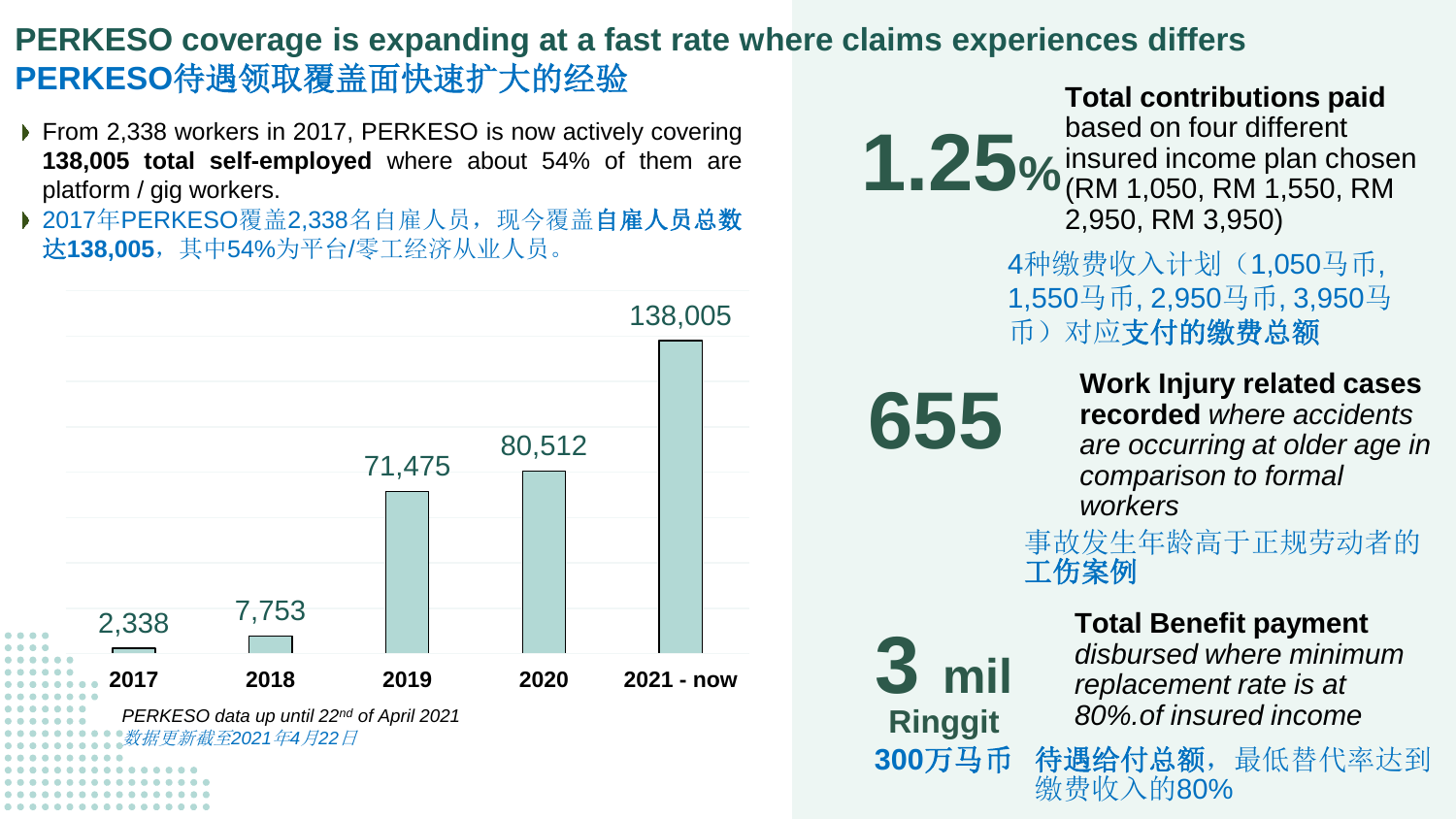# PERKESO coverage is expanding at a fast rate where claims experiences differs

# PERKESO待遇领取覆盖面快速扩大的经验

- From 2,338 workers in 2017, PERKESO is now actively covering **138,005 total self-employed** where about 54% of them are platform / gig workers.
- 2017年PERKESO覆盖2,338名自雇人员，现今覆盖**自雇人员总数达138,005**，其中54%为平台/零工经济从业人员。

| Year | Workers |
|---|---|
| 2017 | 2,338 |
| 2018 | 7,753 |
| 2019 | 71,475 |
| 2020 | 80,512 |
| 2021 - now | 138,005 |

*PERKESO data up until 22nd of April 2021*

*数据更新截至2021年4月22日*

**1.25%** **Total contributions paid** based on four different insured income plan chosen (RM 1,050, RM 1,550, RM 2,950, RM 3,950)

4种缴费收入计划（1,050马币, 1,550马币, 2,950马币, 3,950马币）对应**支付的缴费总额**

**655** **Work Injury related cases recorded** *where accidents are occurring at older age in comparison to formal workers*

事故发生年龄高于正规劳动者的**工伤案例**

**3 mil Ringgit** **Total Benefit payment** *disbursed where minimum replacement rate is at 80%.of insured income*

**300万马币** **待遇给付总额**，最低替代率达到缴费收入的80%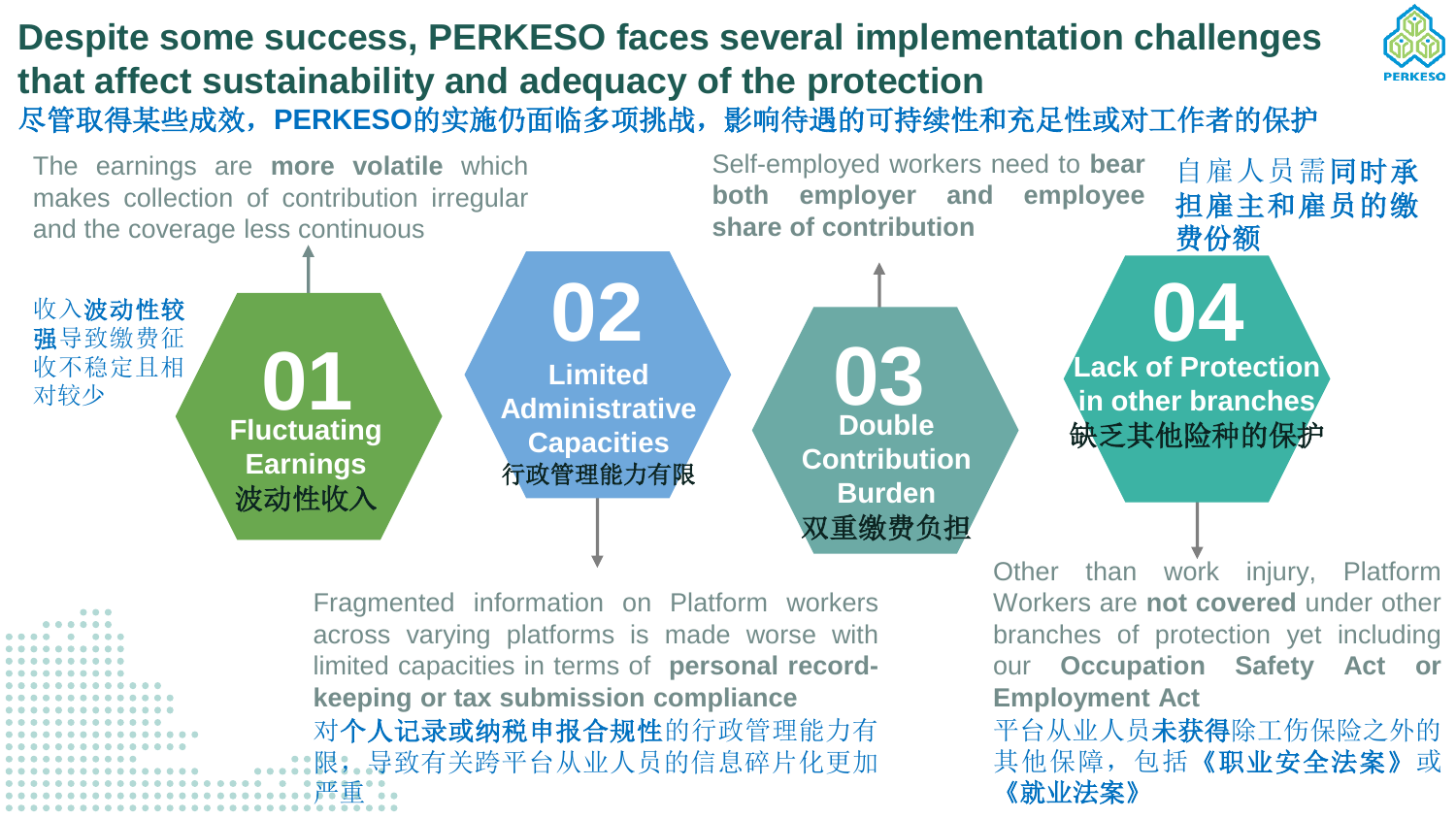# Despite some success, PERKESO faces several implementation challenges that affect sustainability and adequacy of the protection

## 尽管取得某些成效，PERKESO的实施仍面临多项挑战，影响待遇的可持续性和充足性或对工作者的保护

### 01 Fluctuating Earnings 波动性收入

The earnings are **more volatile** which makes collection of contribution irregular and the coverage less continuous

收入**波动性较强**导致缴费征收不稳定且相对较少

### 02 Limited Administrative Capacities 行政管理能力有限

Fragmented information on Platform workers across varying platforms is made worse with limited capacities in terms of **personal record-keeping or tax submission compliance**

对**个人记录或纳税申报合规性**的行政管理能力有限，导致有关跨平台从业人员的信息碎片化更加严重

### 03 Double Contribution Burden 双重缴费负担

Self-employed workers need to **bear both employer and employee share of contribution**

自雇人员需**同时承担雇主和雇员的缴费份额**

### 04 Lack of Protection in other branches 缺乏其他险种的保护

Other than work injury, Platform Workers are **not covered** under other branches of protection yet including our **Occupation Safety Act or Employment Act**

平台从业人员**未获得**除工伤保险之外的其他保障，包括**《职业安全法案》**或**《就业法案》**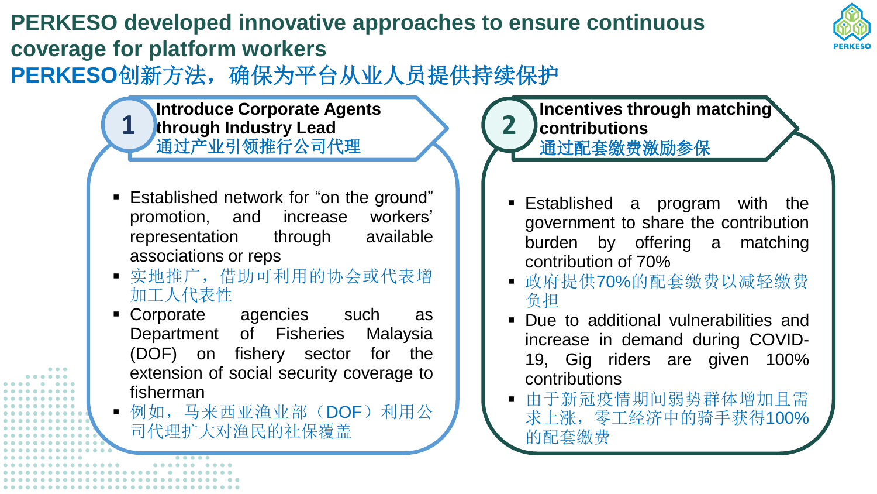# PERKESO developed innovative approaches to ensure continuous coverage for platform workers
# PERKESO创新方法，确保为平台从业人员提供持续保护

## 1 Introduce Corporate Agents through Industry Lead
## 通过产业引领推行公司代理

- Established network for “on the ground” promotion, and increase workers’ representation through available associations or reps
- 实地推广，借助可利用的协会或代表增加工人代表性
- Corporate agencies such as Department of Fisheries Malaysia (DOF) on fishery sector for the extension of social security coverage to fisherman
- 例如，马来西亚渔业部（DOF）利用公司代理扩大对渔民的社保覆盖

## 2 Incentives through matching contributions
## 通过配套缴费激励参保

- Established a program with the government to share the contribution burden by offering a matching contribution of 70%
- 政府提供70%的配套缴费以减轻缴费负担
- Due to additional vulnerabilities and increase in demand during COVID-19, Gig riders are given 100% contributions
- 由于新冠疫情期间弱势群体增加且需求上涨，零工经济中的骑手获得100%的配套缴费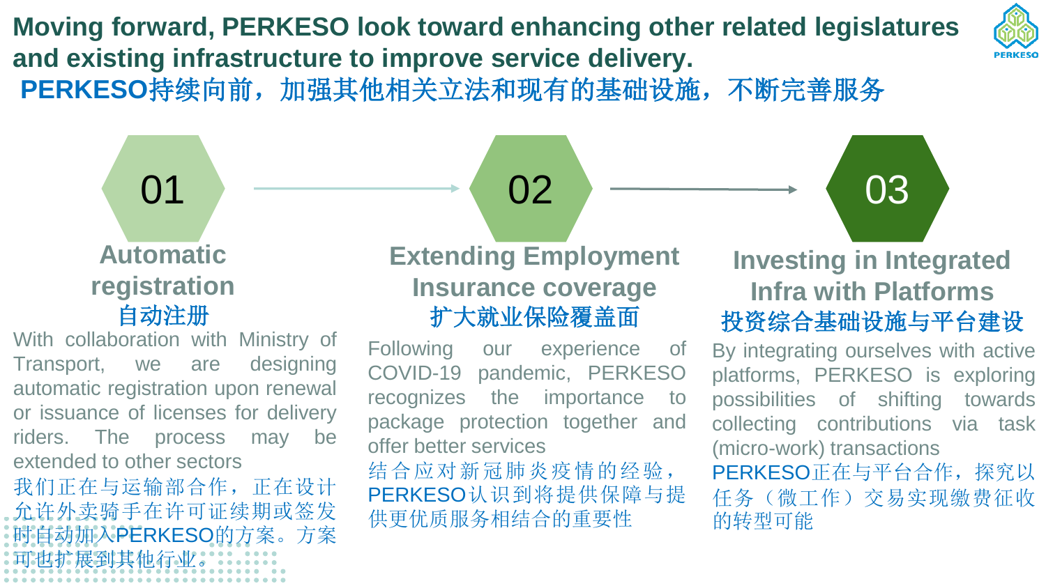# Moving forward, PERKESO look toward enhancing other related legislatures and existing infrastructure to improve service delivery.

# PERKESO持续向前，加强其他相关立法和现有的基础设施，不断完善服务

## 01

### Automatic registration
### 自动注册

With collaboration with Ministry of Transport, we are designing automatic registration upon renewal or issuance of licenses for delivery riders. The process may be extended to other sectors

我们正在与运输部合作，正在设计允许外卖骑手在许可证续期或签发时自动加入PERKESO的方案。方案可也扩展到其他行业。

## 02

### Extending Employment Insurance coverage
### 扩大就业保险覆盖面

Following our experience of COVID-19 pandemic, PERKESO recognizes the importance to package protection together and offer better services

结合应对新冠肺炎疫情的经验，PERKESO认识到将提供保障与提供更优质服务相结合的重要性

## 03

### Investing in Integrated Infra with Platforms
### 投资综合基础设施与平台建设

By integrating ourselves with active platforms, PERKESO is exploring possibilities of shifting towards collecting contributions via task (micro-work) transactions

PERKESO正在与平台合作，探究以任务（微工作）交易实现缴费征收的转型可能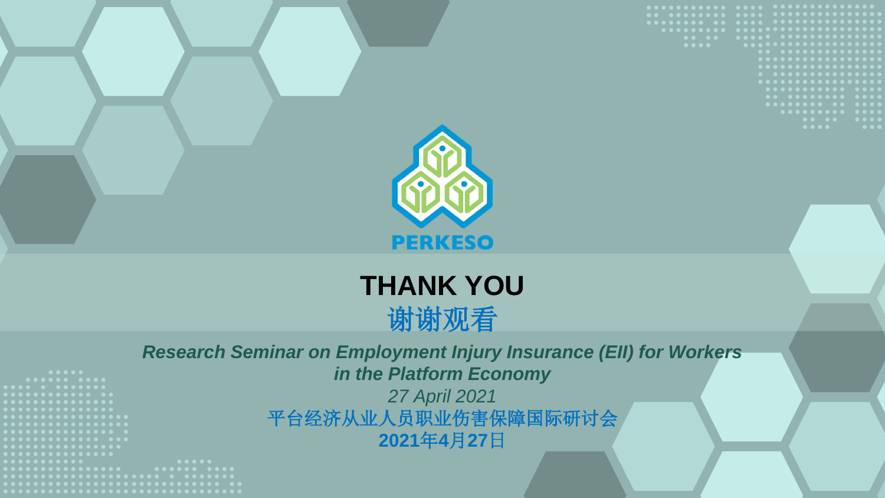PERKESO

# THANK YOU

# 谢谢观看

***Research Seminar on Employment Injury Insurance (EII) for Workers in the Platform Economy***

*27 April 2021*

平台经济从业人员职业伤害保障国际研讨会

**2021年4月27日**